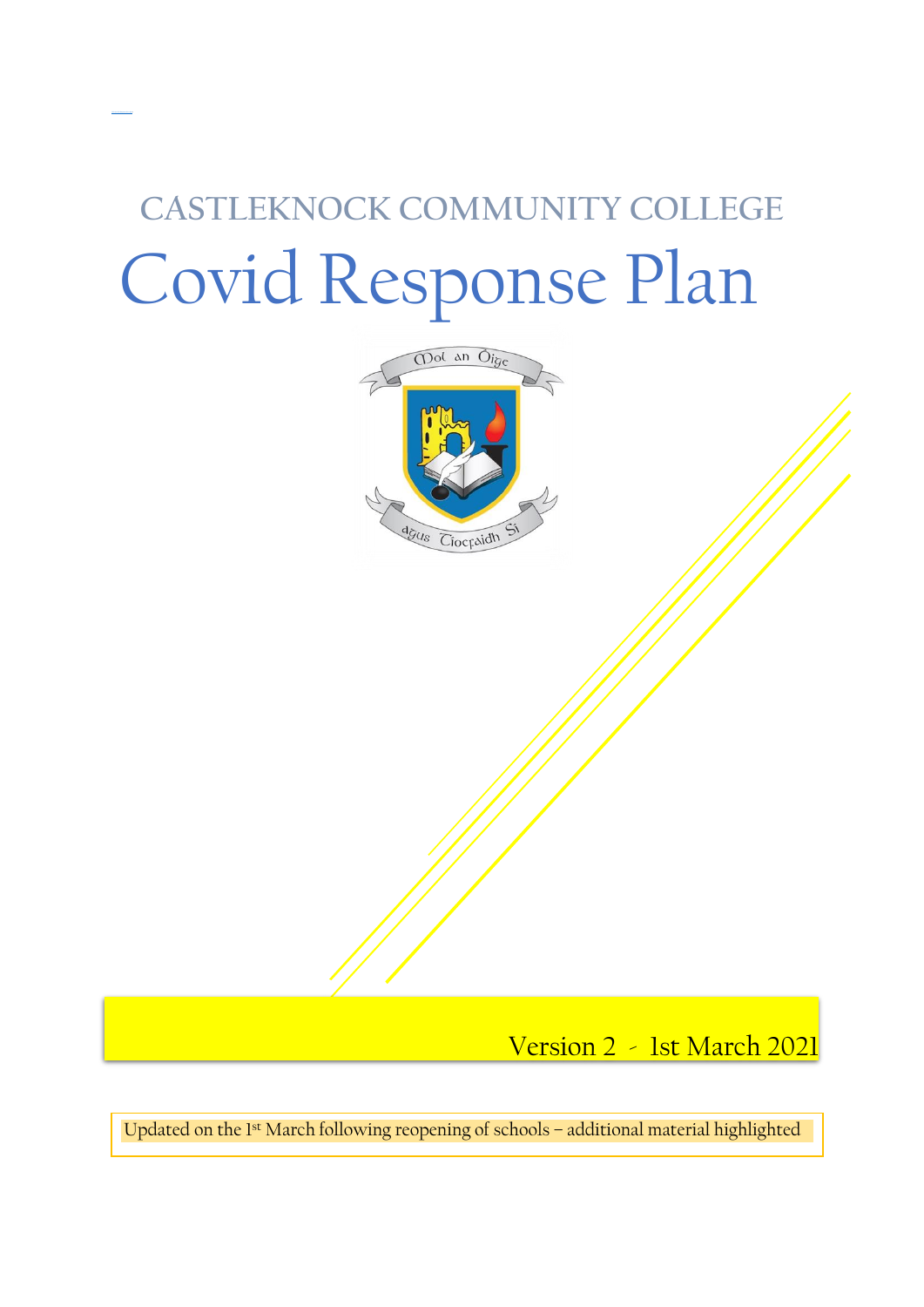# CASTLEKNOCK COMMUNITY COLLEGE

# Covid Response Plan

Version 2 - 1st March 2021

Updated on the 1st March following reopening of schools – additional material highlighted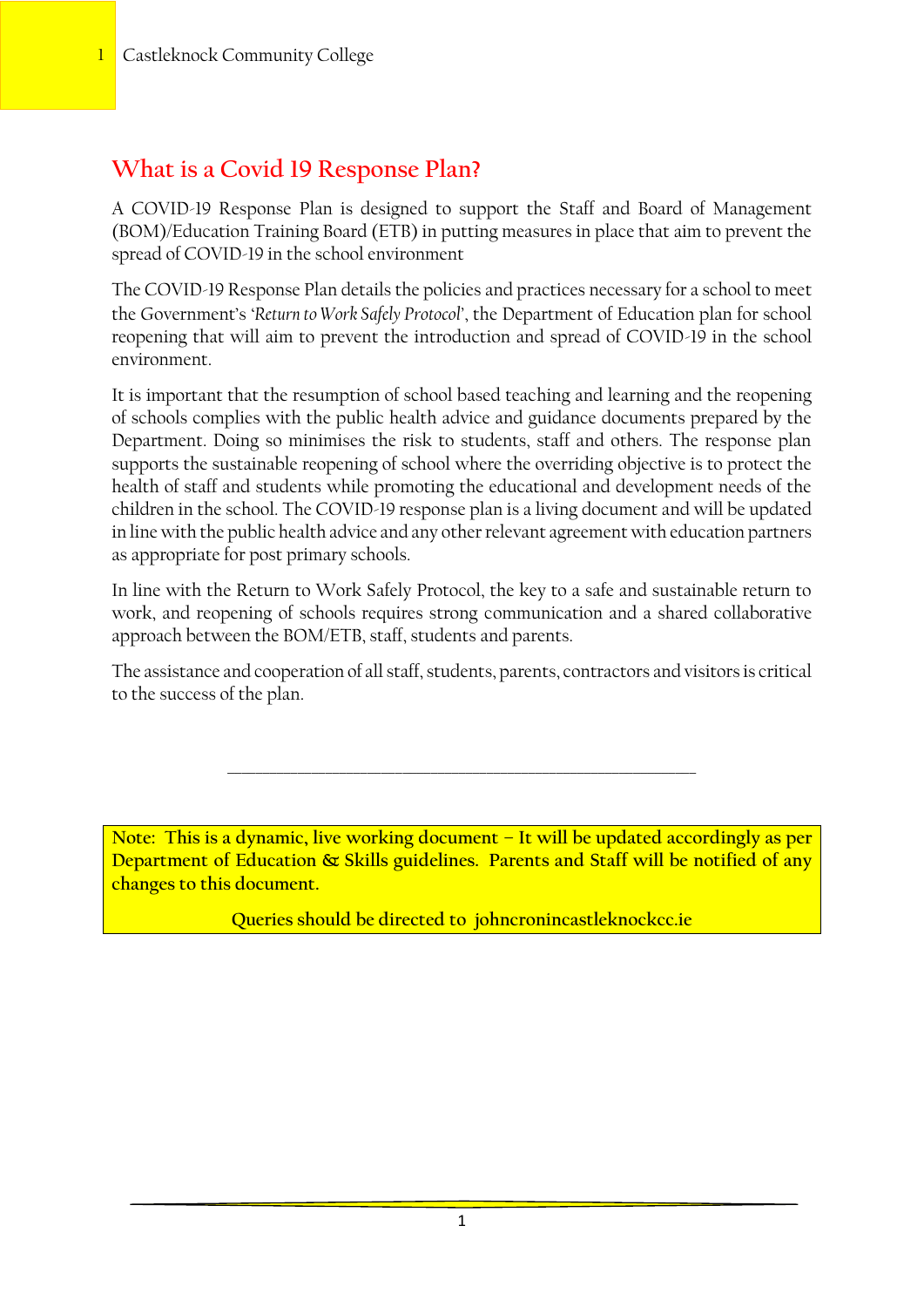# What is a Covid 19 Response Plan?

A COVID-19 Response Plan is designed to support the Staff and Board of Management (BOM)/Education Training Board (ETB) in putting measures in place that aim to prevent the spread of COVID-19 in the school environment

The COVID-19 Response Plan details the policies and practices necessary for a school to meet the Government's *'Return to Work Safely Protocol'*, the Department of Education plan for school reopening that will aim to prevent the introduction and spread of COVID-19 in the school environment.

It is important that the resumption of school based teaching and learning and the reopening of schools complies with the public health advice and guidance documents prepared by the Department. Doing so minimises the risk to students, staff and others. The response plan supports the sustainable reopening of school where the overriding objective is to protect the health of staff and students while promoting the educational and development needs of the children in the school. The COVID-19 response plan is a living document and will be updated in line with the public health advice and any other relevant agreement with education partners as appropriate for post primary schools.

In line with the Return to Work Safely Protocol, the key to a safe and sustainable return to work, and reopening of schools requires strong communication and a shared collaborative approach between the BOM/ETB, staff, students and parents.

The assistance and cooperation of all staff, students, parents, contractors and visitors is critical to the success of the plan.

---

Note: This is a dynamic, live working document – It will be updated accordingly as per Department of Education & Skills guidelines. Parents and Staff will be notified of any changes to this document.

Queries should be directed to johncronincastleknockcc.ie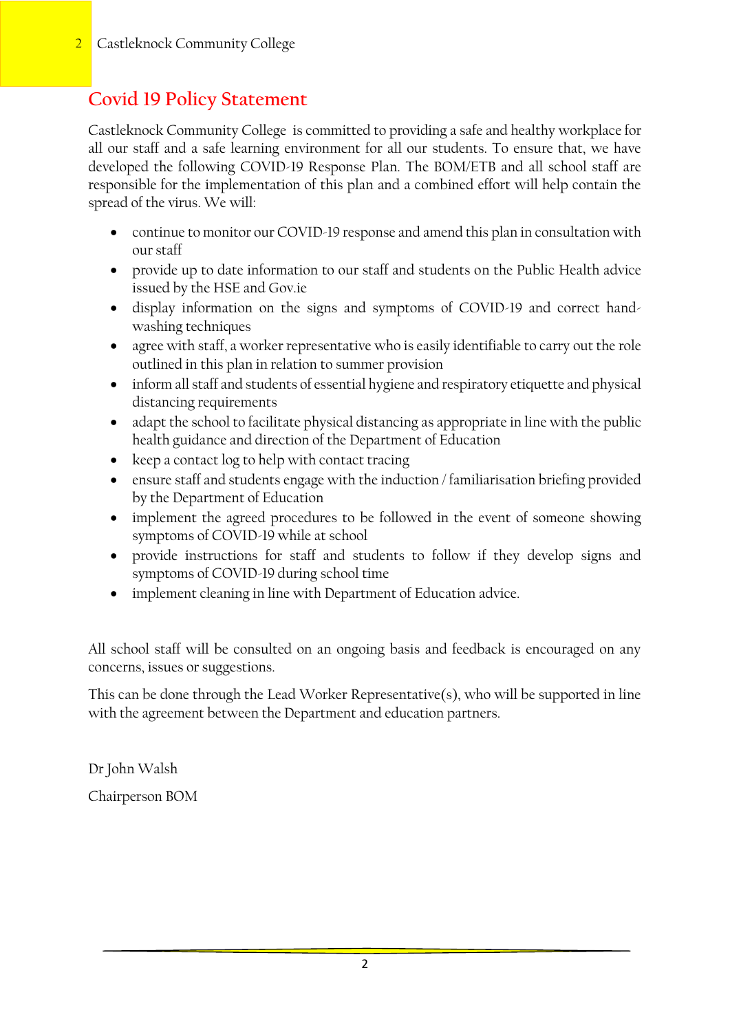## Covid 19 Policy Statement

Castleknock Community College is committed to providing a safe and healthy workplace for all our staff and a safe learning environment for all our students. To ensure that, we have developed the following COVID-19 Response Plan. The BOM/ETB and all school staff are responsible for the implementation of this plan and a combined effort will help contain the spread of the virus. We will:

- continue to monitor our COVID-19 response and amend this plan in consultation with our staff
- provide up to date information to our staff and students on the Public Health advice issued by the HSE and Gov.ie
- display information on the signs and symptoms of COVID-19 and correct hand-washing techniques
- agree with staff, a worker representative who is easily identifiable to carry out the role outlined in this plan in relation to summer provision
- inform all staff and students of essential hygiene and respiratory etiquette and physical distancing requirements
- adapt the school to facilitate physical distancing as appropriate in line with the public health guidance and direction of the Department of Education
- keep a contact log to help with contact tracing
- ensure staff and students engage with the induction / familiarisation briefing provided by the Department of Education
- implement the agreed procedures to be followed in the event of someone showing symptoms of COVID-19 while at school
- provide instructions for staff and students to follow if they develop signs and symptoms of COVID-19 during school time
- implement cleaning in line with Department of Education advice.

All school staff will be consulted on an ongoing basis and feedback is encouraged on any concerns, issues or suggestions.

This can be done through the Lead Worker Representative(s), who will be supported in line with the agreement between the Department and education partners.

Dr John Walsh

Chairperson BOM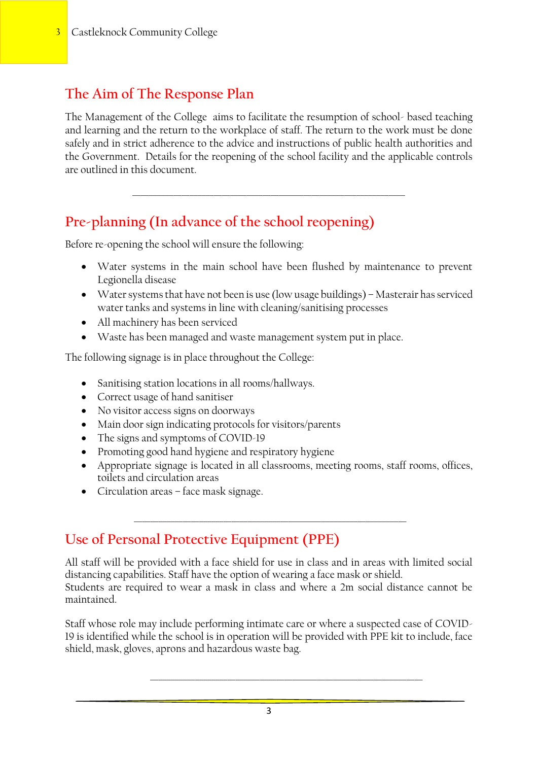## The Aim of The Response Plan

The Management of the College aims to facilitate the resumption of school- based teaching and learning and the return to the workplace of staff. The return to the work must be done safely and in strict adherence to the advice and instructions of public health authorities and the Government. Details for the reopening of the school facility and the applicable controls are outlined in this document.

---

## Pre-planning (In advance of the school reopening)

Before re-opening the school will ensure the following:

- Water systems in the main school have been flushed by maintenance to prevent Legionella disease
- Water systems that have not been is use (low usage buildings) – Masterair has serviced water tanks and systems in line with cleaning/sanitising processes
- All machinery has been serviced
- Waste has been managed and waste management system put in place.

The following signage is in place throughout the College:

- Sanitising station locations in all rooms/hallways.
- Correct usage of hand sanitiser
- No visitor access signs on doorways
- Main door sign indicating protocols for visitors/parents
- The signs and symptoms of COVID-19
- Promoting good hand hygiene and respiratory hygiene
- Appropriate signage is located in all classrooms, meeting rooms, staff rooms, offices, toilets and circulation areas
- Circulation areas – face mask signage.

---

## Use of Personal Protective Equipment (PPE)

All staff will be provided with a face shield for use in class and in areas with limited social distancing capabilities. Staff have the option of wearing a face mask or shield.
Students are required to wear a mask in class and where a 2m social distance cannot be maintained.

Staff whose role may include performing intimate care or where a suspected case of COVID-19 is identified while the school is in operation will be provided with PPE kit to include, face shield, mask, gloves, aprons and hazardous waste bag.

---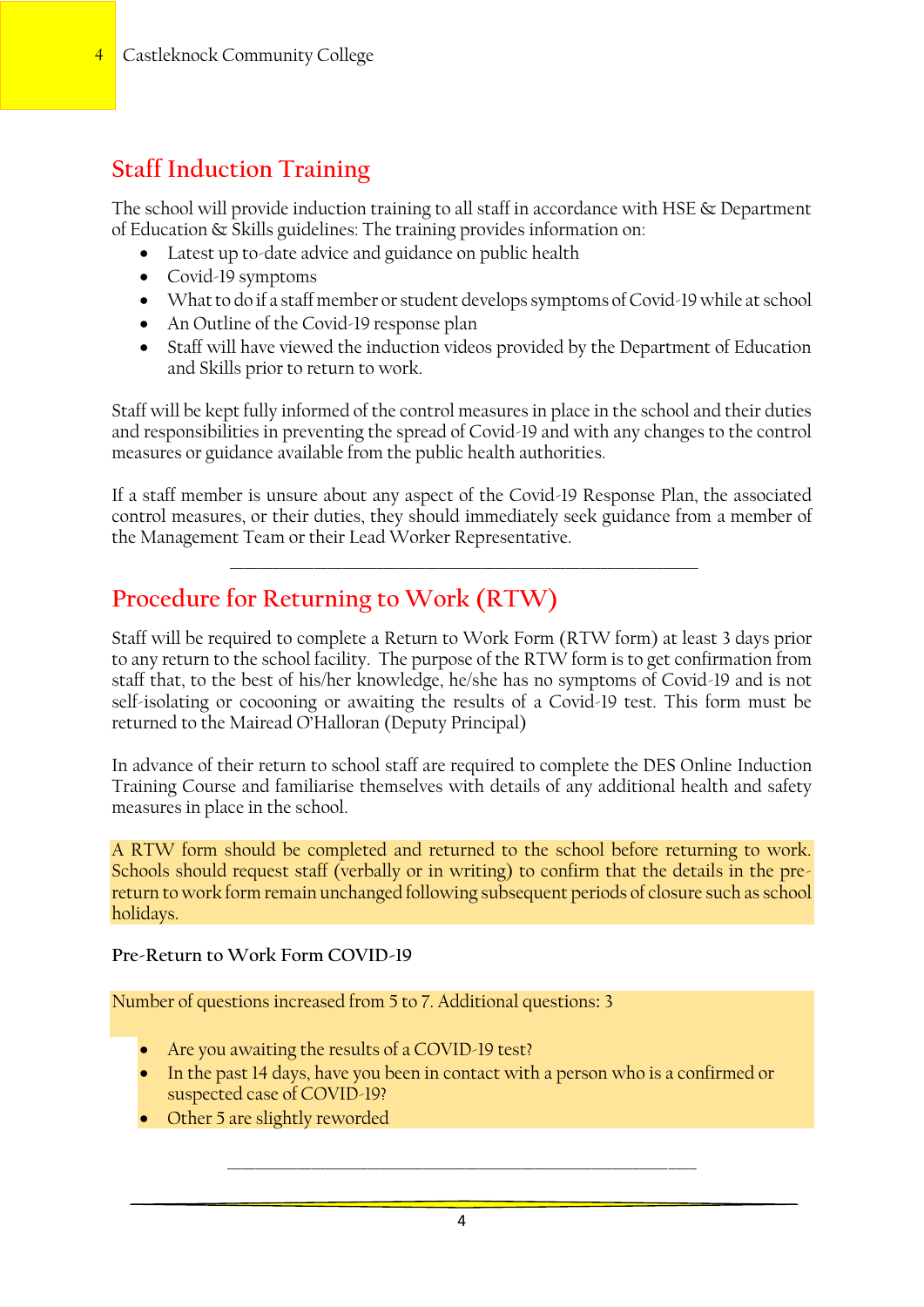## Staff Induction Training

The school will provide induction training to all staff in accordance with HSE & Department of Education & Skills guidelines: The training provides information on:

- Latest up to-date advice and guidance on public health
- Covid-19 symptoms
- What to do if a staff member or student develops symptoms of Covid-19 while at school
- An Outline of the Covid-19 response plan
- Staff will have viewed the induction videos provided by the Department of Education and Skills prior to return to work.

Staff will be kept fully informed of the control measures in place in the school and their duties and responsibilities in preventing the spread of Covid-19 and with any changes to the control measures or guidance available from the public health authorities.

If a staff member is unsure about any aspect of the Covid-19 Response Plan, the associated control measures, or their duties, they should immediately seek guidance from a member of the Management Team or their Lead Worker Representative.

---

## Procedure for Returning to Work (RTW)

Staff will be required to complete a Return to Work Form (RTW form) at least 3 days prior to any return to the school facility. The purpose of the RTW form is to get confirmation from staff that, to the best of his/her knowledge, he/she has no symptoms of Covid-19 and is not self-isolating or cocooning or awaiting the results of a Covid-19 test. This form must be returned to the Mairead O'Halloran (Deputy Principal)

In advance of their return to school staff are required to complete the DES Online Induction Training Course and familiarise themselves with details of any additional health and safety measures in place in the school.

A RTW form should be completed and returned to the school before returning to work. Schools should request staff (verbally or in writing) to confirm that the details in the pre-return to work form remain unchanged following subsequent periods of closure such as school holidays.

**Pre-Return to Work Form COVID-19**

Number of questions increased from 5 to 7. Additional questions: 3

- Are you awaiting the results of a COVID-19 test?
- In the past 14 days, have you been in contact with a person who is a confirmed or suspected case of COVID-19?
- Other 5 are slightly reworded

---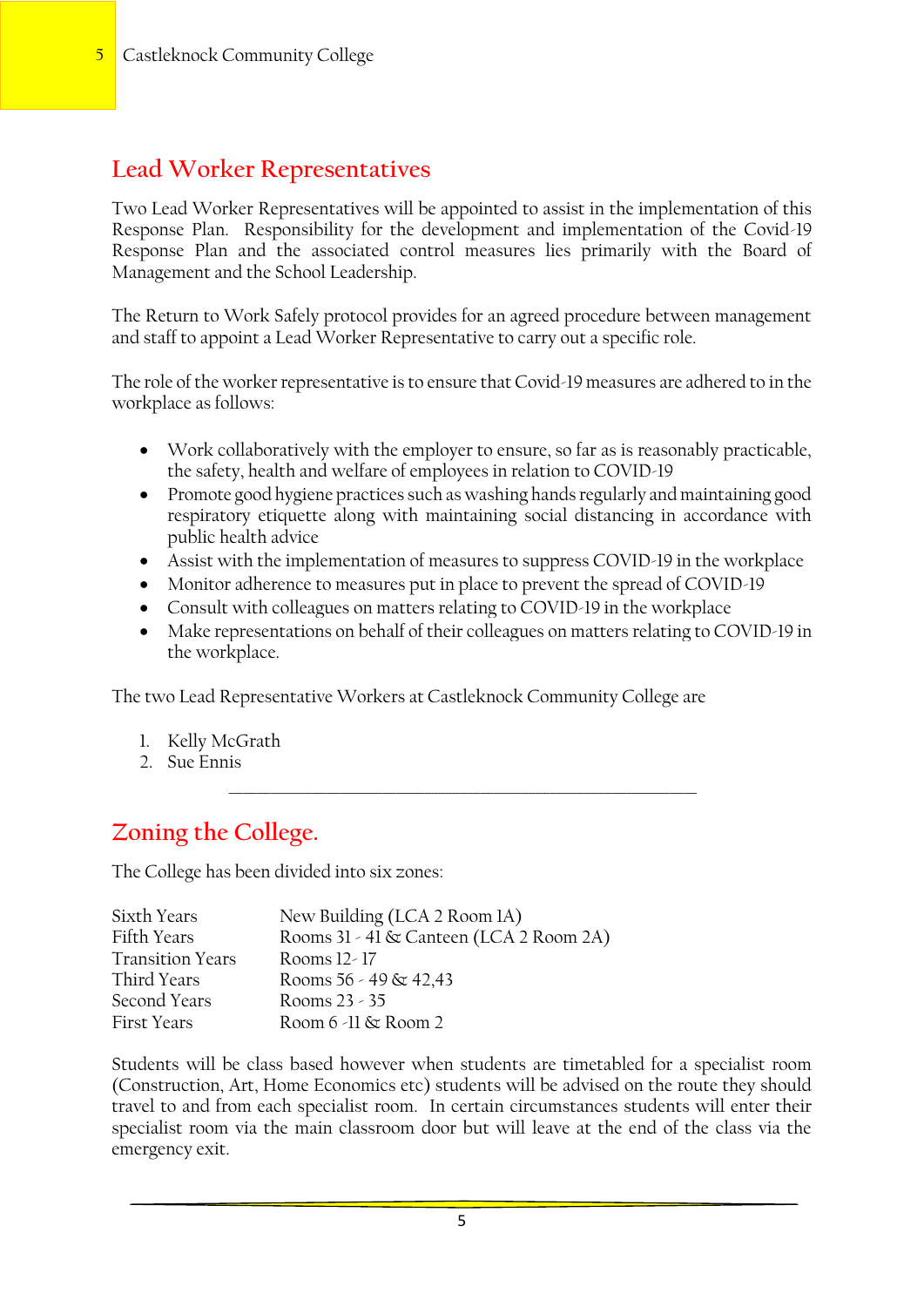## Lead Worker Representatives

Two Lead Worker Representatives will be appointed to assist in the implementation of this Response Plan. Responsibility for the development and implementation of the Covid-19 Response Plan and the associated control measures lies primarily with the Board of Management and the School Leadership.

The Return to Work Safely protocol provides for an agreed procedure between management and staff to appoint a Lead Worker Representative to carry out a specific role.

The role of the worker representative is to ensure that Covid-19 measures are adhered to in the workplace as follows:

- Work collaboratively with the employer to ensure, so far as is reasonably practicable, the safety, health and welfare of employees in relation to COVID-19
- Promote good hygiene practices such as washing hands regularly and maintaining good respiratory etiquette along with maintaining social distancing in accordance with public health advice
- Assist with the implementation of measures to suppress COVID-19 in the workplace
- Monitor adherence to measures put in place to prevent the spread of COVID-19
- Consult with colleagues on matters relating to COVID-19 in the workplace
- Make representations on behalf of their colleagues on matters relating to COVID-19 in the workplace.

The two Lead Representative Workers at Castleknock Community College are

1. Kelly McGrath
2. Sue Ennis

---

## Zoning the College.

The College has been divided into six zones:

| | |
|---|---|
| Sixth Years | New Building (LCA 2 Room 1A) |
| Fifth Years | Rooms 31 - 41 & Canteen (LCA 2 Room 2A) |
| Transition Years | Rooms 12- 17 |
| Third Years | Rooms 56 - 49 & 42,43 |
| Second Years | Rooms 23 - 35 |
| First Years | Room 6 -11 & Room 2 |

Students will be class based however when students are timetabled for a specialist room (Construction, Art, Home Economics etc) students will be advised on the route they should travel to and from each specialist room. In certain circumstances students will enter their specialist room via the main classroom door but will leave at the end of the class via the emergency exit.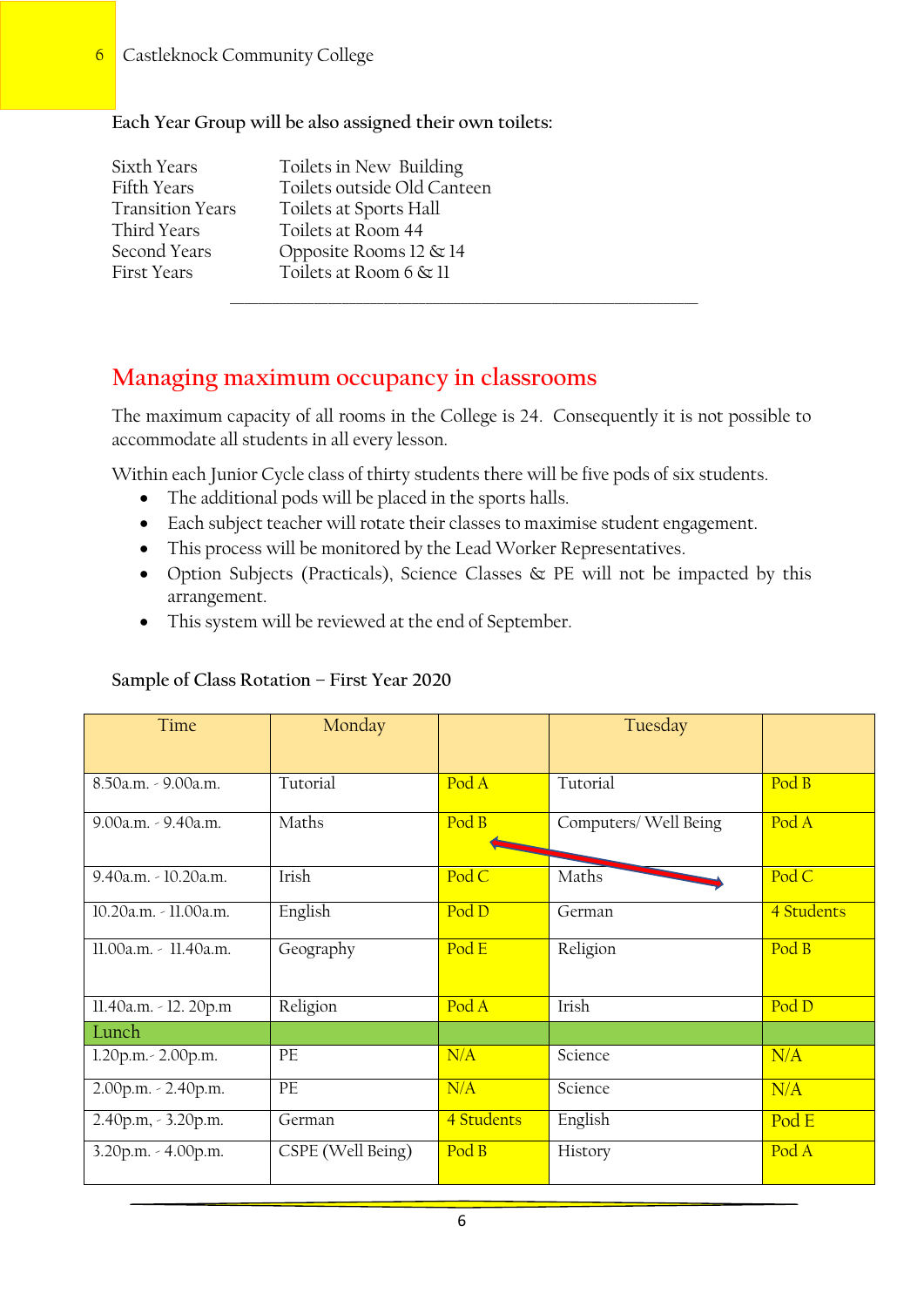**Each Year Group will be also assigned their own toilets:**

| | |
|---|---|
| Sixth Years | Toilets in New Building |
| Fifth Years | Toilets outside Old Canteen |
| Transition Years | Toilets at Sports Hall |
| Third Years | Toilets at Room 44 |
| Second Years | Opposite Rooms 12 & 14 |
| First Years | Toilets at Room 6 & 11 |

## Managing maximum occupancy in classrooms

The maximum capacity of all rooms in the College is 24. Consequently it is not possible to accommodate all students in all every lesson.

Within each Junior Cycle class of thirty students there will be five pods of six students.

- The additional pods will be placed in the sports halls.
- Each subject teacher will rotate their classes to maximise student engagement.
- This process will be monitored by the Lead Worker Representatives.
- Option Subjects (Practicals), Science Classes & PE will not be impacted by this arrangement.
- This system will be reviewed at the end of September.

**Sample of Class Rotation – First Year 2020**

| Time | Monday | | Tuesday | |
|---|---|---|---|---|
| 8.50a.m. - 9.00a.m. | Tutorial | Pod A | Tutorial | Pod B |
| 9.00a.m. - 9.40a.m. | Maths | Pod B | Computers/ Well Being | Pod A |
| 9.40a.m. - 10.20a.m. | Irish | Pod C | Maths | Pod C |
| 10.20a.m. - 11.00a.m. | English | Pod D | German | 4 Students |
| 11.00a.m. - 11.40a.m. | Geography | Pod E | Religion | Pod B |
| 11.40a.m. - 12. 20p.m | Religion | Pod A | Irish | Pod D |
| Lunch | | | | |
| 1.20p.m.- 2.00p.m. | PE | N/A | Science | N/A |
| 2.00p.m. - 2.40p.m. | PE | N/A | Science | N/A |
| 2.40p.m, - 3.20p.m. | German | 4 Students | English | Pod E |
| 3.20p.m. - 4.00p.m. | CSPE (Well Being) | Pod B | History | Pod A |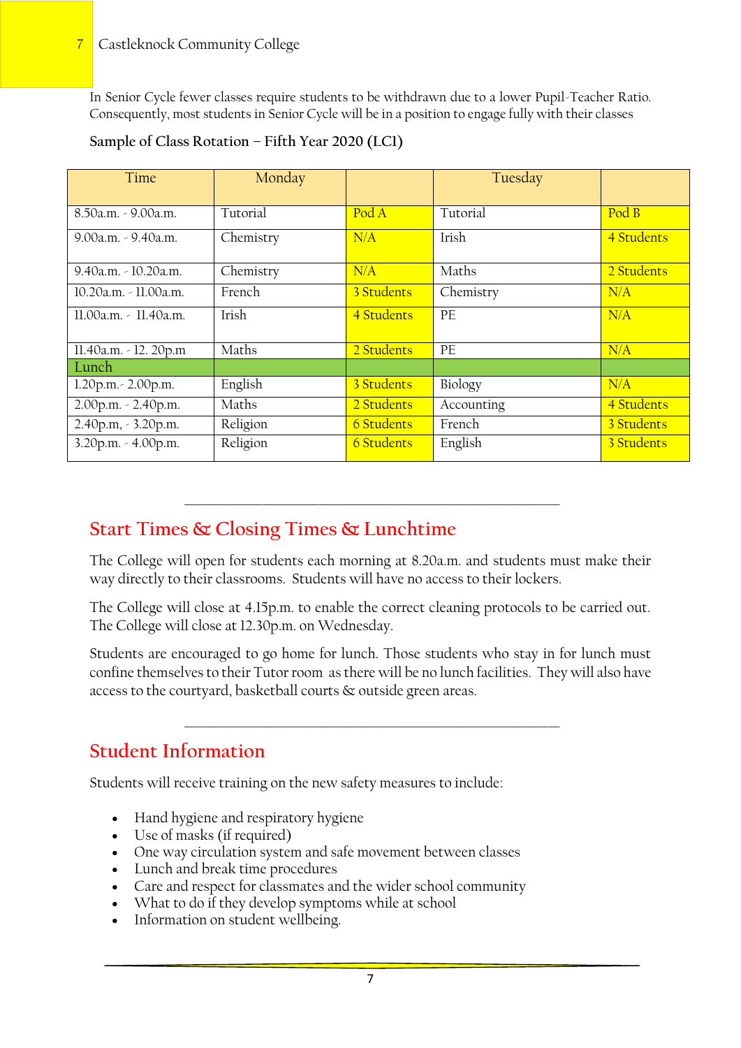In Senior Cycle fewer classes require students to be withdrawn due to a lower Pupil-Teacher Ratio. Consequently, most students in Senior Cycle will be in a position to engage fully with their classes

**Sample of Class Rotation – Fifth Year 2020 (LC1)**

| Time | Monday | | Tuesday | |
|---|---|---|---|---|
| 8.50a.m. - 9.00a.m. | Tutorial | Pod A | Tutorial | Pod B |
| 9.00a.m. - 9.40a.m. | Chemistry | N/A | Irish | 4 Students |
| 9.40a.m. - 10.20a.m. | Chemistry | N/A | Maths | 2 Students |
| 10.20a.m. - 11.00a.m. | French | 3 Students | Chemistry | N/A |
| 11.00a.m. - 11.40a.m. | Irish | 4 Students | PE | N/A |
| 11.40a.m. - 12. 20p.m | Maths | 2 Students | PE | N/A |
| Lunch | | | | |
| 1.20p.m.- 2.00p.m. | English | 3 Students | Biology | N/A |
| 2.00p.m. - 2.40p.m. | Maths | 2 Students | Accounting | 4 Students |
| 2.40p.m, - 3.20p.m. | Religion | 6 Students | French | 3 Students |
| 3.20p.m. - 4.00p.m. | Religion | 6 Students | English | 3 Students |

---

## Start Times & Closing Times & Lunchtime

The College will open for students each morning at 8.20a.m. and students must make their way directly to their classrooms. Students will have no access to their lockers.

The College will close at 4.15p.m. to enable the correct cleaning protocols to be carried out. The College will close at 12.30p.m. on Wednesday.

Students are encouraged to go home for lunch. Those students who stay in for lunch must confine themselves to their Tutor room as there will be no lunch facilities. They will also have access to the courtyard, basketball courts & outside green areas.

---

## Student Information

Students will receive training on the new safety measures to include:

- Hand hygiene and respiratory hygiene
- Use of masks (if required)
- One way circulation system and safe movement between classes
- Lunch and break time procedures
- Care and respect for classmates and the wider school community
- What to do if they develop symptoms while at school
- Information on student wellbeing.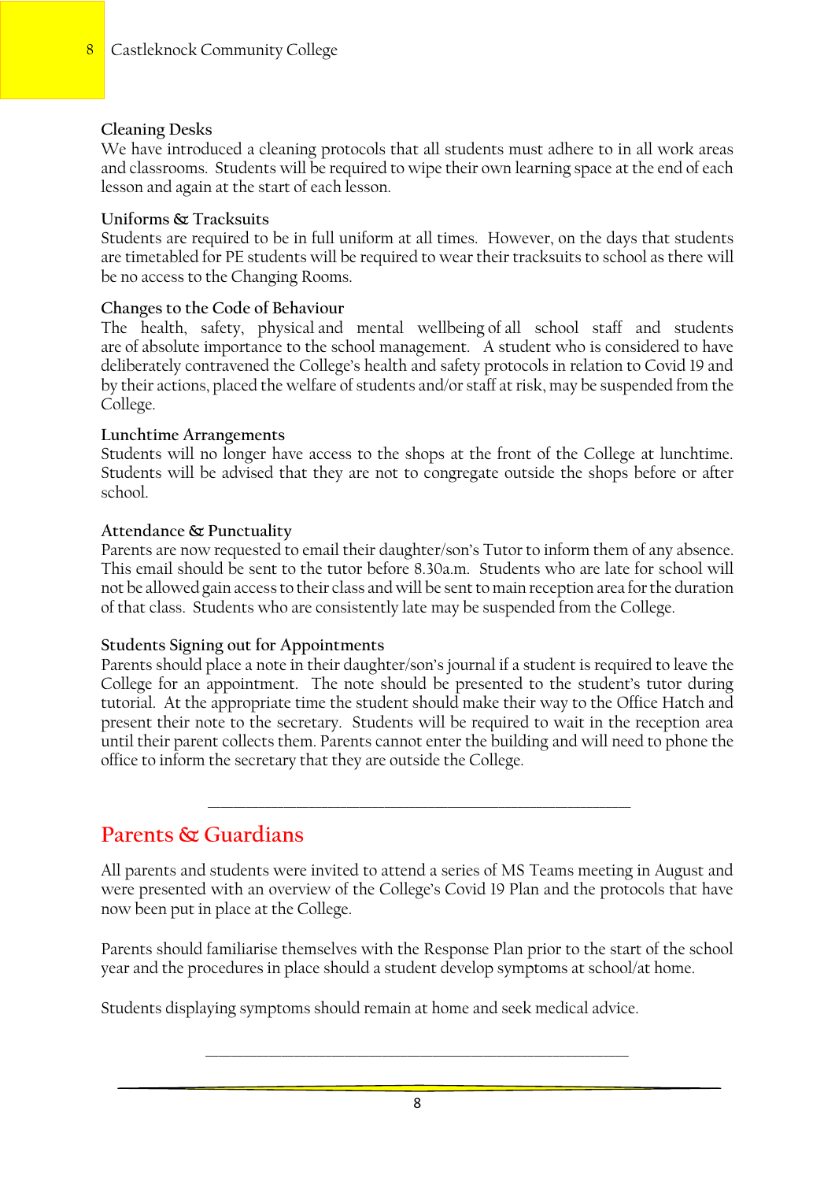### Cleaning Desks

We have introduced a cleaning protocols that all students must adhere to in all work areas and classrooms. Students will be required to wipe their own learning space at the end of each lesson and again at the start of each lesson.

### Uniforms & Tracksuits

Students are required to be in full uniform at all times. However, on the days that students are timetabled for PE students will be required to wear their tracksuits to school as there will be no access to the Changing Rooms.

### Changes to the Code of Behaviour

The health, safety, physical and mental wellbeing of all school staff and students are of absolute importance to the school management. A student who is considered to have deliberately contravened the College's health and safety protocols in relation to Covid 19 and by their actions, placed the welfare of students and/or staff at risk, may be suspended from the College.

### Lunchtime Arrangements

Students will no longer have access to the shops at the front of the College at lunchtime. Students will be advised that they are not to congregate outside the shops before or after school.

### Attendance & Punctuality

Parents are now requested to email their daughter/son's Tutor to inform them of any absence. This email should be sent to the tutor before 8.30a.m. Students who are late for school will not be allowed gain access to their class and will be sent to main reception area for the duration of that class. Students who are consistently late may be suspended from the College.

### Students Signing out for Appointments

Parents should place a note in their daughter/son's journal if a student is required to leave the College for an appointment. The note should be presented to the student's tutor during tutorial. At the appropriate time the student should make their way to the Office Hatch and present their note to the secretary. Students will be required to wait in the reception area until their parent collects them. Parents cannot enter the building and will need to phone the office to inform the secretary that they are outside the College.

---

## Parents & Guardians

All parents and students were invited to attend a series of MS Teams meeting in August and were presented with an overview of the College's Covid 19 Plan and the protocols that have now been put in place at the College.

Parents should familiarise themselves with the Response Plan prior to the start of the school year and the procedures in place should a student develop symptoms at school/at home.

Students displaying symptoms should remain at home and seek medical advice.

---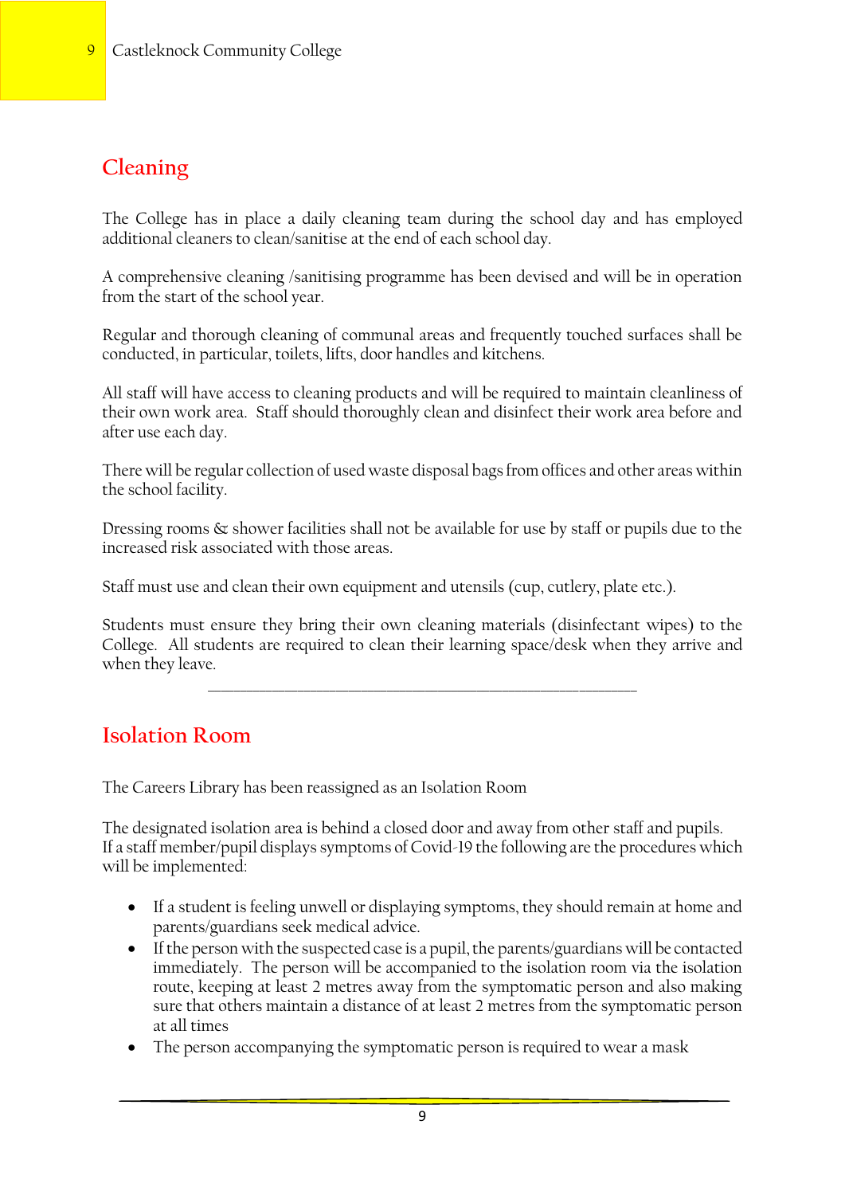## Cleaning

The College has in place a daily cleaning team during the school day and has employed additional cleaners to clean/sanitise at the end of each school day.

A comprehensive cleaning /sanitising programme has been devised and will be in operation from the start of the school year.

Regular and thorough cleaning of communal areas and frequently touched surfaces shall be conducted, in particular, toilets, lifts, door handles and kitchens.

All staff will have access to cleaning products and will be required to maintain cleanliness of their own work area. Staff should thoroughly clean and disinfect their work area before and after use each day.

There will be regular collection of used waste disposal bags from offices and other areas within the school facility.

Dressing rooms & shower facilities shall not be available for use by staff or pupils due to the increased risk associated with those areas.

Staff must use and clean their own equipment and utensils (cup, cutlery, plate etc.).

Students must ensure they bring their own cleaning materials (disinfectant wipes) to the College. All students are required to clean their learning space/desk when they arrive and when they leave.

---

## Isolation Room

The Careers Library has been reassigned as an Isolation Room

The designated isolation area is behind a closed door and away from other staff and pupils. If a staff member/pupil displays symptoms of Covid-19 the following are the procedures which will be implemented:

- If a student is feeling unwell or displaying symptoms, they should remain at home and parents/guardians seek medical advice.
- If the person with the suspected case is a pupil, the parents/guardians will be contacted immediately. The person will be accompanied to the isolation room via the isolation route, keeping at least 2 metres away from the symptomatic person and also making sure that others maintain a distance of at least 2 metres from the symptomatic person at all times
- The person accompanying the symptomatic person is required to wear a mask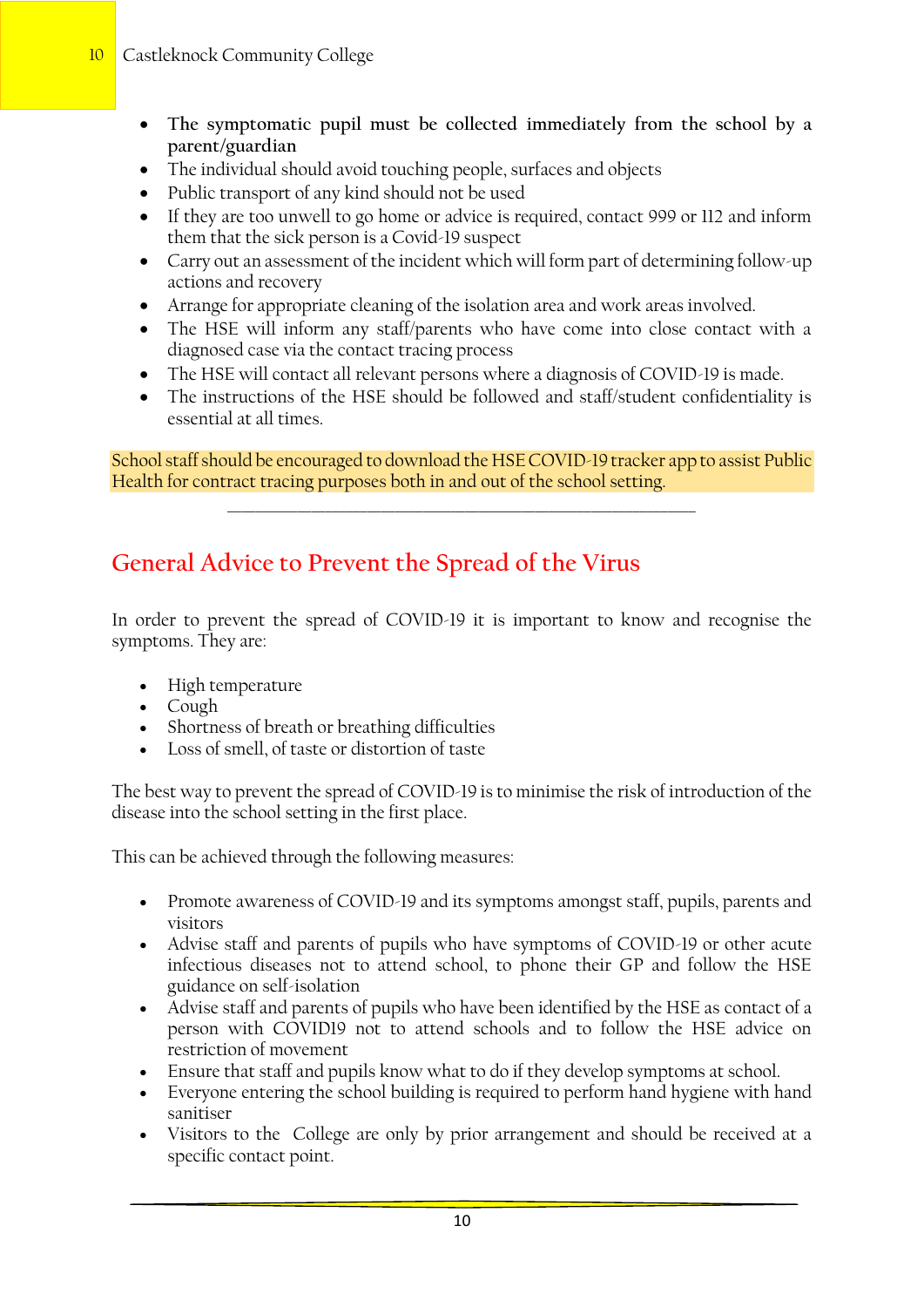- **The symptomatic pupil must be collected immediately from the school by a parent/guardian**
- The individual should avoid touching people, surfaces and objects
- Public transport of any kind should not be used
- If they are too unwell to go home or advice is required, contact 999 or 112 and inform them that the sick person is a Covid-19 suspect
- Carry out an assessment of the incident which will form part of determining follow-up actions and recovery
- Arrange for appropriate cleaning of the isolation area and work areas involved.
- The HSE will inform any staff/parents who have come into close contact with a diagnosed case via the contact tracing process
- The HSE will contact all relevant persons where a diagnosis of COVID-19 is made.
- The instructions of the HSE should be followed and staff/student confidentiality is essential at all times.

School staff should be encouraged to download the HSE COVID-19 tracker app to assist Public Health for contract tracing purposes both in and out of the school setting.

---

## General Advice to Prevent the Spread of the Virus

In order to prevent the spread of COVID-19 it is important to know and recognise the symptoms. They are:

- High temperature
- Cough
- Shortness of breath or breathing difficulties
- Loss of smell, of taste or distortion of taste

The best way to prevent the spread of COVID-19 is to minimise the risk of introduction of the disease into the school setting in the first place.

This can be achieved through the following measures:

- Promote awareness of COVID-19 and its symptoms amongst staff, pupils, parents and visitors
- Advise staff and parents of pupils who have symptoms of COVID-19 or other acute infectious diseases not to attend school, to phone their GP and follow the HSE guidance on self-isolation
- Advise staff and parents of pupils who have been identified by the HSE as contact of a person with COVID19 not to attend schools and to follow the HSE advice on restriction of movement
- Ensure that staff and pupils know what to do if they develop symptoms at school.
- Everyone entering the school building is required to perform hand hygiene with hand sanitiser
- Visitors to the College are only by prior arrangement and should be received at a specific contact point.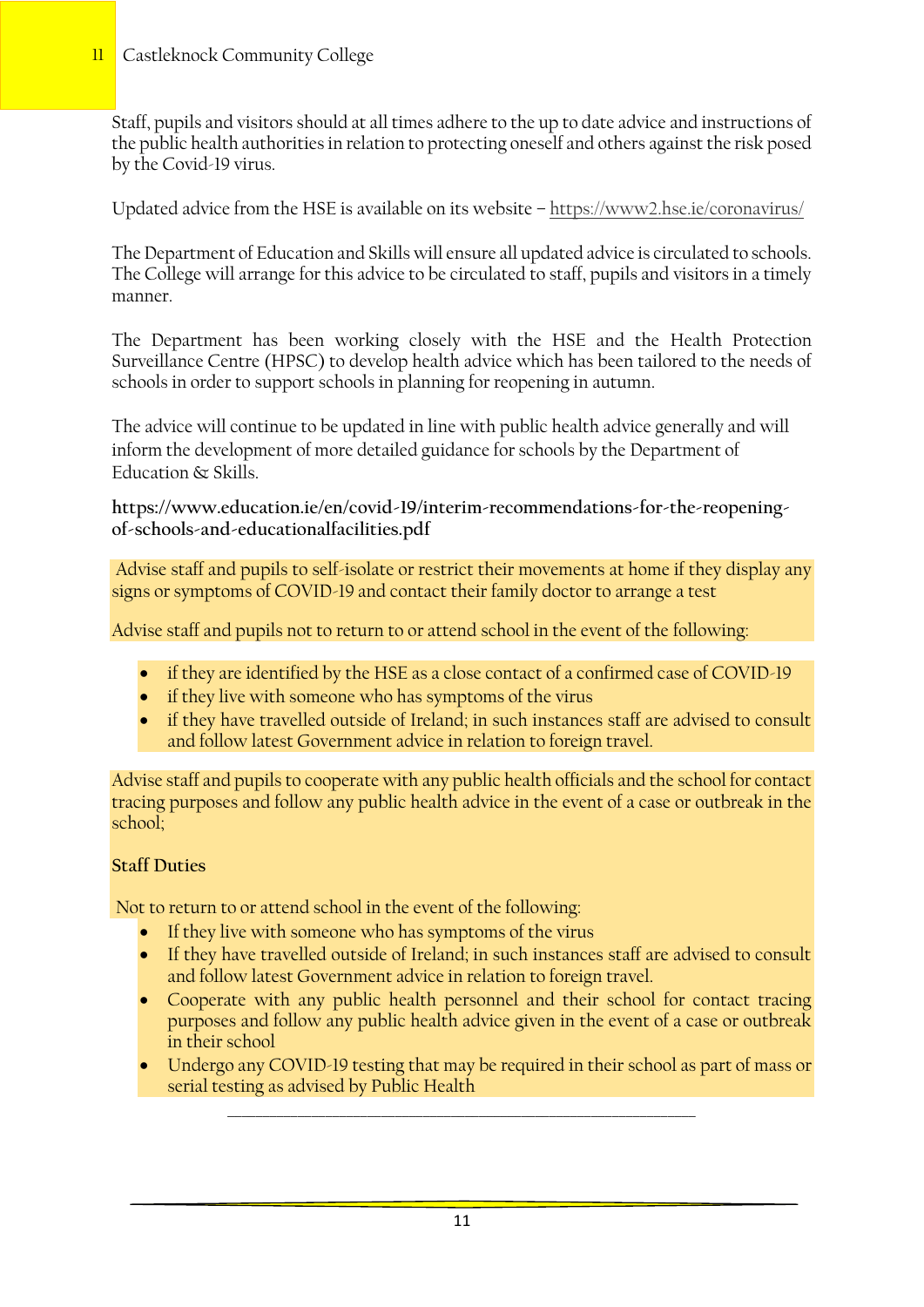Staff, pupils and visitors should at all times adhere to the up to date advice and instructions of the public health authorities in relation to protecting oneself and others against the risk posed by the Covid-19 virus.

Updated advice from the HSE is available on its website – https://www2.hse.ie/coronavirus/

The Department of Education and Skills will ensure all updated advice is circulated to schools. The College will arrange for this advice to be circulated to staff, pupils and visitors in a timely manner.

The Department has been working closely with the HSE and the Health Protection Surveillance Centre (HPSC) to develop health advice which has been tailored to the needs of schools in order to support schools in planning for reopening in autumn.

The advice will continue to be updated in line with public health advice generally and will inform the development of more detailed guidance for schools by the Department of Education & Skills.

**https://www.education.ie/en/covid-19/interim-recommendations-for-the-reopening-of-schools-and-educationalfacilities.pdf**

Advise staff and pupils to self-isolate or restrict their movements at home if they display any signs or symptoms of COVID-19 and contact their family doctor to arrange a test

Advise staff and pupils not to return to or attend school in the event of the following:

- if they are identified by the HSE as a close contact of a confirmed case of COVID-19
- if they live with someone who has symptoms of the virus
- if they have travelled outside of Ireland; in such instances staff are advised to consult and follow latest Government advice in relation to foreign travel.

Advise staff and pupils to cooperate with any public health officials and the school for contact tracing purposes and follow any public health advice in the event of a case or outbreak in the school;

**Staff Duties**

Not to return to or attend school in the event of the following:

- If they live with someone who has symptoms of the virus
- If they have travelled outside of Ireland; in such instances staff are advised to consult and follow latest Government advice in relation to foreign travel.
- Cooperate with any public health personnel and their school for contact tracing purposes and follow any public health advice given in the event of a case or outbreak in their school
- Undergo any COVID-19 testing that may be required in their school as part of mass or serial testing as advised by Public Health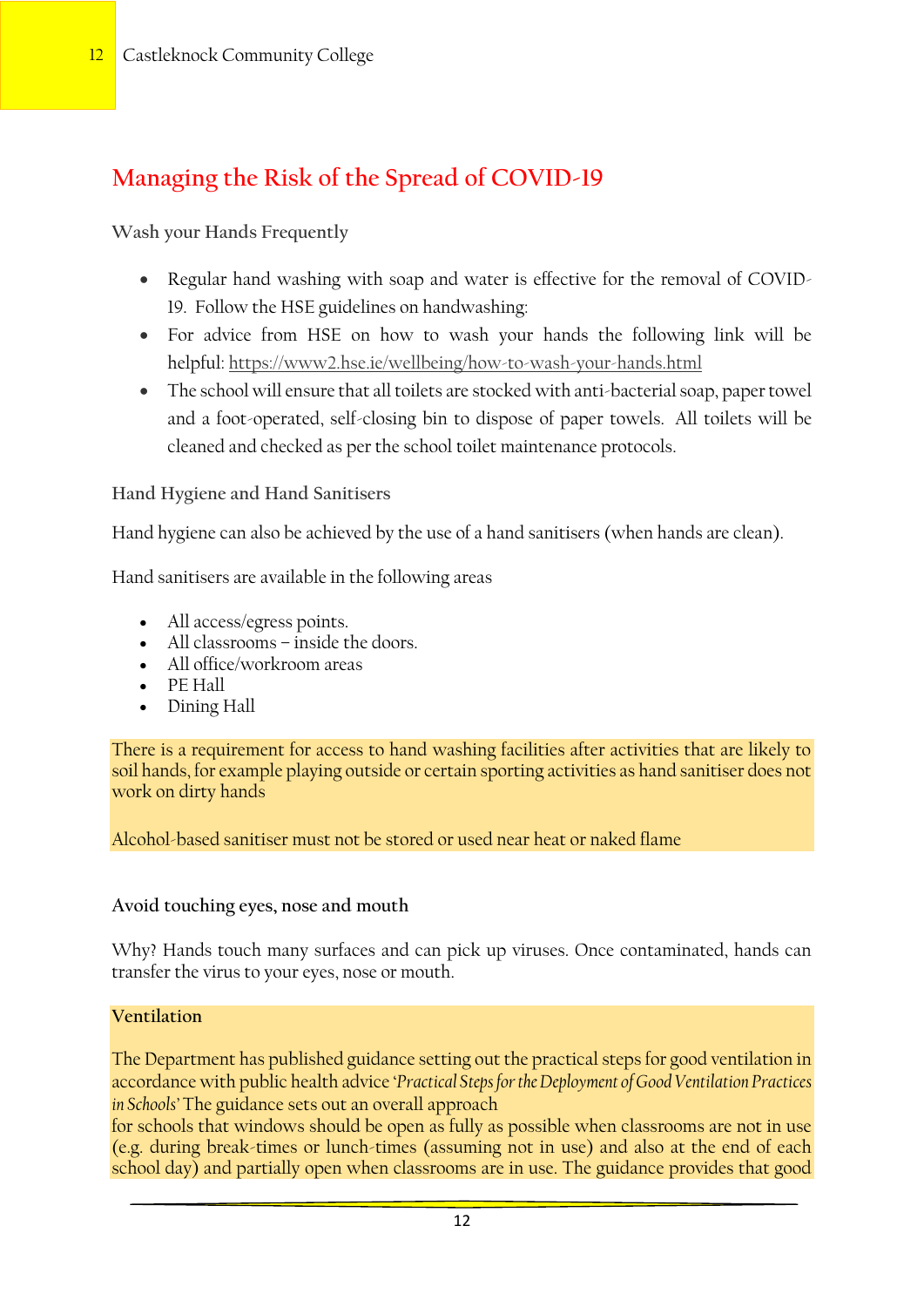## Managing the Risk of the Spread of COVID-19

### Wash your Hands Frequently

- Regular hand washing with soap and water is effective for the removal of COVID-19. Follow the HSE guidelines on handwashing:
- For advice from HSE on how to wash your hands the following link will be helpful: https://www2.hse.ie/wellbeing/how-to-wash-your-hands.html
- The school will ensure that all toilets are stocked with anti-bacterial soap, paper towel and a foot-operated, self-closing bin to dispose of paper towels. All toilets will be cleaned and checked as per the school toilet maintenance protocols.

### Hand Hygiene and Hand Sanitisers

Hand hygiene can also be achieved by the use of a hand sanitisers (when hands are clean).

Hand sanitisers are available in the following areas

- All access/egress points.
- All classrooms – inside the doors.
- All office/workroom areas
- PE Hall
- Dining Hall

There is a requirement for access to hand washing facilities after activities that are likely to soil hands, for example playing outside or certain sporting activities as hand sanitiser does not work on dirty hands

Alcohol-based sanitiser must not be stored or used near heat or naked flame

### Avoid touching eyes, nose and mouth

Why? Hands touch many surfaces and can pick up viruses. Once contaminated, hands can transfer the virus to your eyes, nose or mouth.

### Ventilation

The Department has published guidance setting out the practical steps for good ventilation in accordance with public health advice '*Practical Steps for the Deployment of Good Ventilation Practices in Schools*' The guidance sets out an overall approach
for schools that windows should be open as fully as possible when classrooms are not in use (e.g. during break-times or lunch-times (assuming not in use) and also at the end of each school day) and partially open when classrooms are in use. The guidance provides that good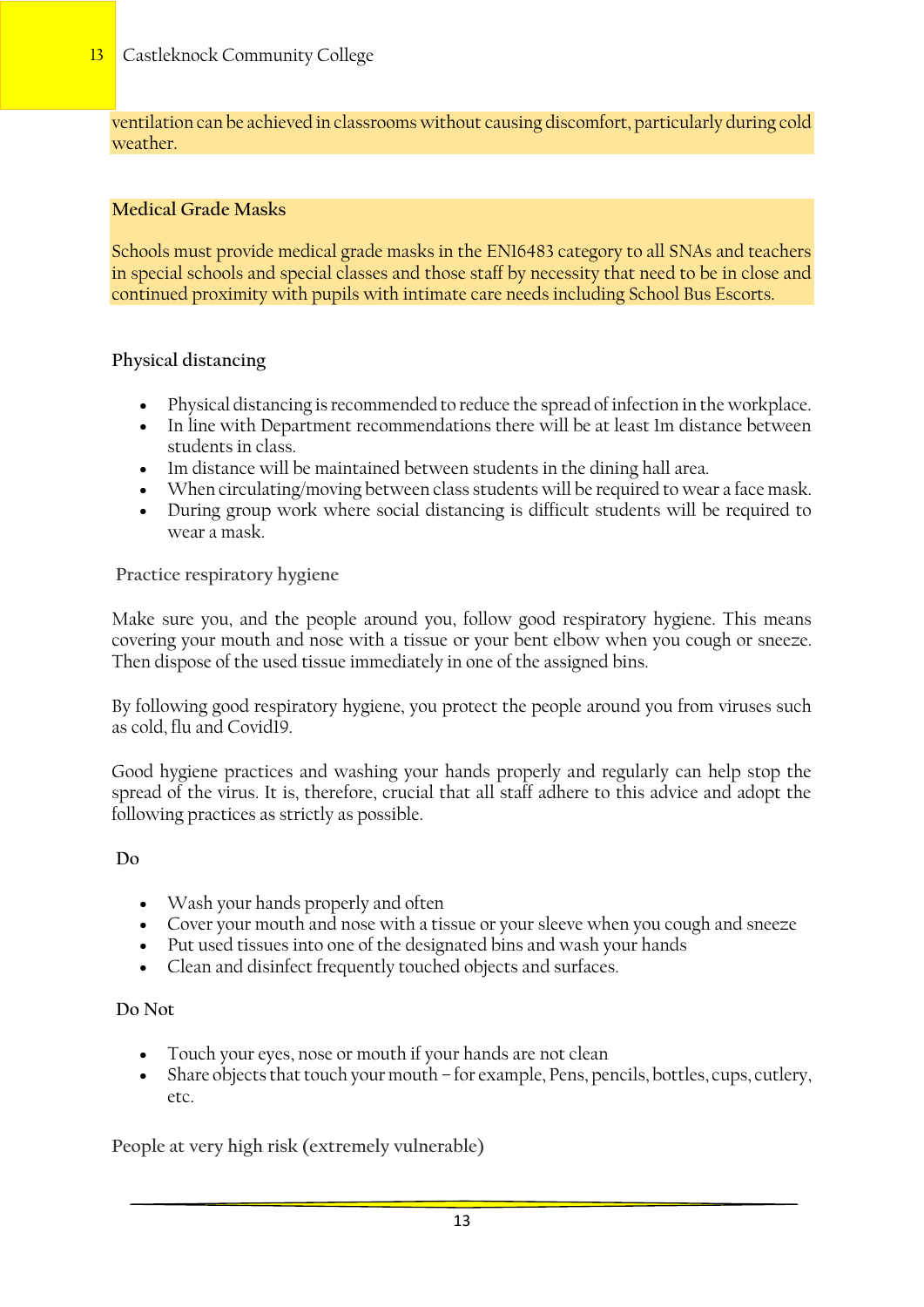ventilation can be achieved in classrooms without causing discomfort, particularly during cold weather.

**Medical Grade Masks**

Schools must provide medical grade masks in the EN16483 category to all SNAs and teachers in special schools and special classes and those staff by necessity that need to be in close and continued proximity with pupils with intimate care needs including School Bus Escorts.

**Physical distancing**

- Physical distancing is recommended to reduce the spread of infection in the workplace.
- In line with Department recommendations there will be at least 1m distance between students in class.
- 1m distance will be maintained between students in the dining hall area.
- When circulating/moving between class students will be required to wear a face mask.
- During group work where social distancing is difficult students will be required to wear a mask.

**Practice respiratory hygiene**

Make sure you, and the people around you, follow good respiratory hygiene. This means covering your mouth and nose with a tissue or your bent elbow when you cough or sneeze. Then dispose of the used tissue immediately in one of the assigned bins.

By following good respiratory hygiene, you protect the people around you from viruses such as cold, flu and Covid19.

Good hygiene practices and washing your hands properly and regularly can help stop the spread of the virus. It is, therefore, crucial that all staff adhere to this advice and adopt the following practices as strictly as possible.

**Do**

- Wash your hands properly and often
- Cover your mouth and nose with a tissue or your sleeve when you cough and sneeze
- Put used tissues into one of the designated bins and wash your hands
- Clean and disinfect frequently touched objects and surfaces.

**Do Not**

- Touch your eyes, nose or mouth if your hands are not clean
- Share objects that touch your mouth – for example, Pens, pencils, bottles, cups, cutlery, etc.

**People at very high risk (extremely vulnerable)**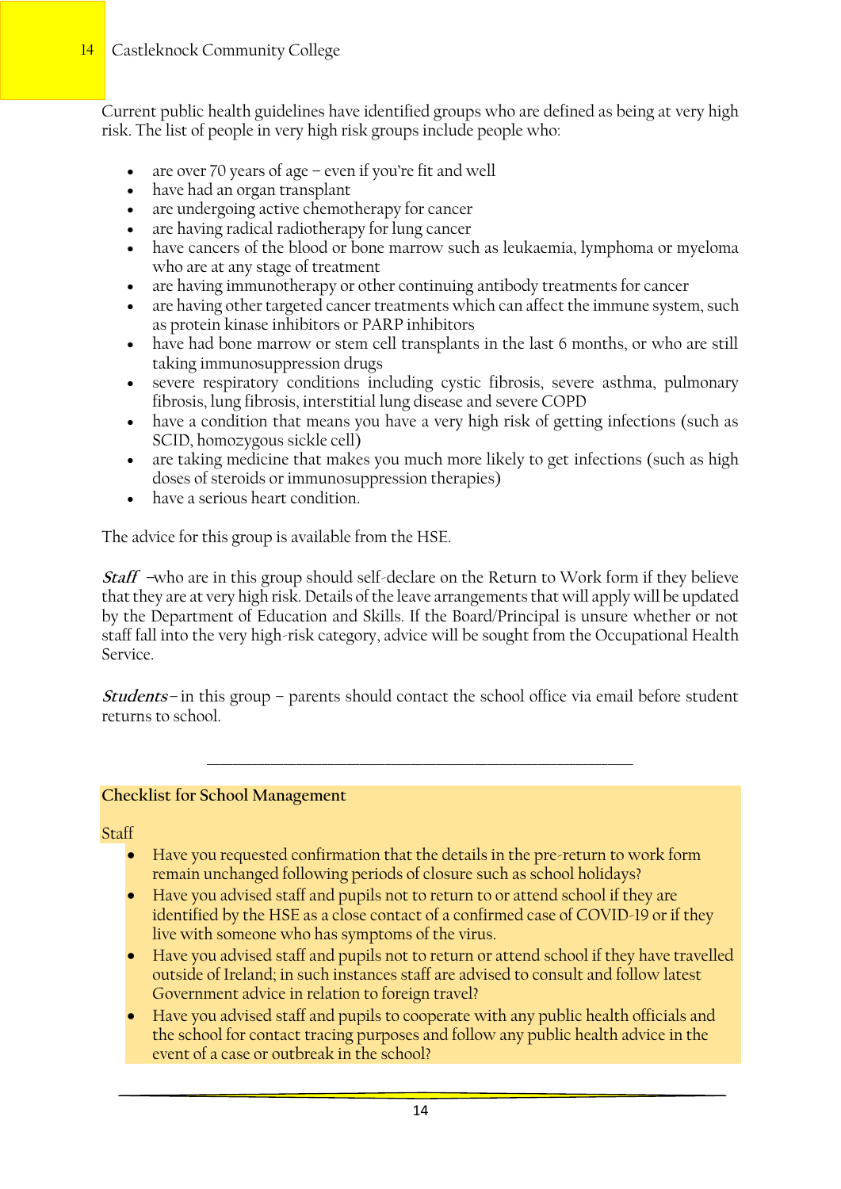Current public health guidelines have identified groups who are defined as being at very high risk. The list of people in very high risk groups include people who:

- are over 70 years of age – even if you're fit and well
- have had an organ transplant
- are undergoing active chemotherapy for cancer
- are having radical radiotherapy for lung cancer
- have cancers of the blood or bone marrow such as leukaemia, lymphoma or myeloma who are at any stage of treatment
- are having immunotherapy or other continuing antibody treatments for cancer
- are having other targeted cancer treatments which can affect the immune system, such as protein kinase inhibitors or PARP inhibitors
- have had bone marrow or stem cell transplants in the last 6 months, or who are still taking immunosuppression drugs
- severe respiratory conditions including cystic fibrosis, severe asthma, pulmonary fibrosis, lung fibrosis, interstitial lung disease and severe COPD
- have a condition that means you have a very high risk of getting infections (such as SCID, homozygous sickle cell)
- are taking medicine that makes you much more likely to get infections (such as high doses of steroids or immunosuppression therapies)
- have a serious heart condition.

The advice for this group is available from the HSE.

***Staff*** –who are in this group should self-declare on the Return to Work form if they believe that they are at very high risk. Details of the leave arrangements that will apply will be updated by the Department of Education and Skills. If the Board/Principal is unsure whether or not staff fall into the very high-risk category, advice will be sought from the Occupational Health Service.

***Students*** – in this group – parents should contact the school office via email before student returns to school.

---

**Checklist for School Management**

Staff

- Have you requested confirmation that the details in the pre-return to work form remain unchanged following periods of closure such as school holidays?
- Have you advised staff and pupils not to return to or attend school if they are identified by the HSE as a close contact of a confirmed case of COVID-19 or if they live with someone who has symptoms of the virus.
- Have you advised staff and pupils not to return or attend school if they have travelled outside of Ireland; in such instances staff are advised to consult and follow latest Government advice in relation to foreign travel?
- Have you advised staff and pupils to cooperate with any public health officials and the school for contact tracing purposes and follow any public health advice in the event of a case or outbreak in the school?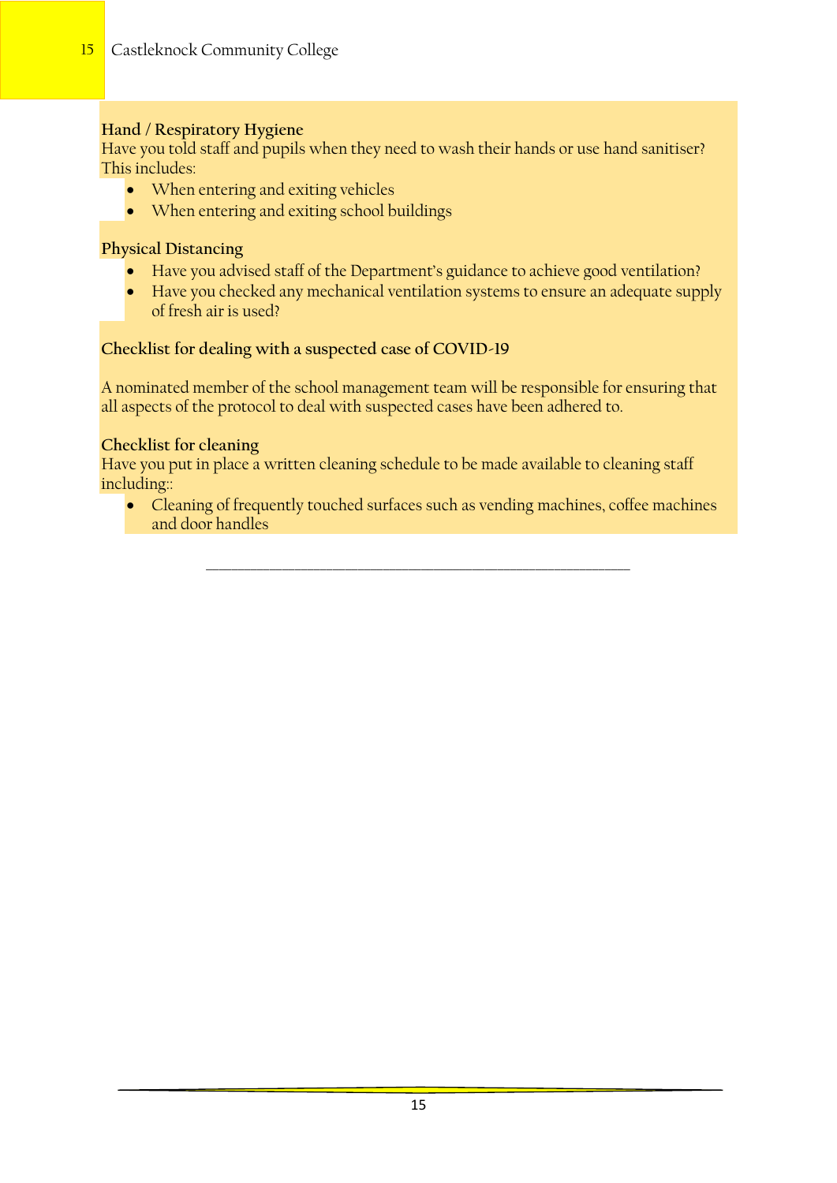**Hand / Respiratory Hygiene**
Have you told staff and pupils when they need to wash their hands or use hand sanitiser? This includes:

- When entering and exiting vehicles
- When entering and exiting school buildings

**Physical Distancing**

- Have you advised staff of the Department's guidance to achieve good ventilation?
- Have you checked any mechanical ventilation systems to ensure an adequate supply of fresh air is used?

**Checklist for dealing with a suspected case of COVID-19**

A nominated member of the school management team will be responsible for ensuring that all aspects of the protocol to deal with suspected cases have been adhered to.

**Checklist for cleaning**
Have you put in place a written cleaning schedule to be made available to cleaning staff including::

- Cleaning of frequently touched surfaces such as vending machines, coffee machines and door handles

---